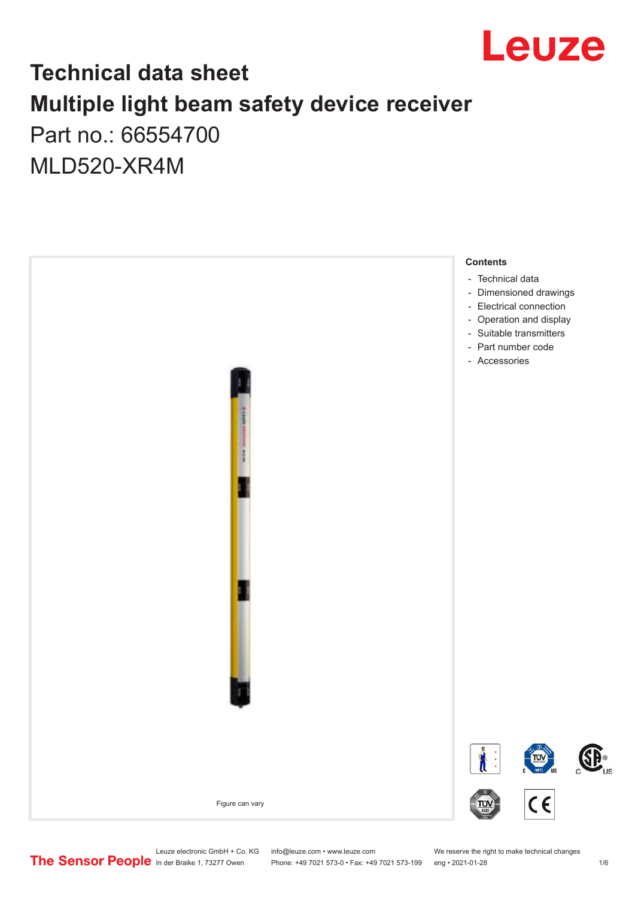# Technical data sheet

# Multiple light beam safety device receiver

Part no.: 66554700

MLD520-XR4M

Figure can vary

**Contents**

- Technical data
- Dimensioned drawings
- Electrical connection
- Operation and display
- Suitable transmitters
- Part number code
- Accessories

Leuze electronic GmbH + Co. KG
In der Braike 1, 73277 Owen

info@leuze.com • www.leuze.com
Phone: +49 7021 573-0 • Fax: +49 7021 573-199

We reserve the right to make technical changes
eng • 2021-01-28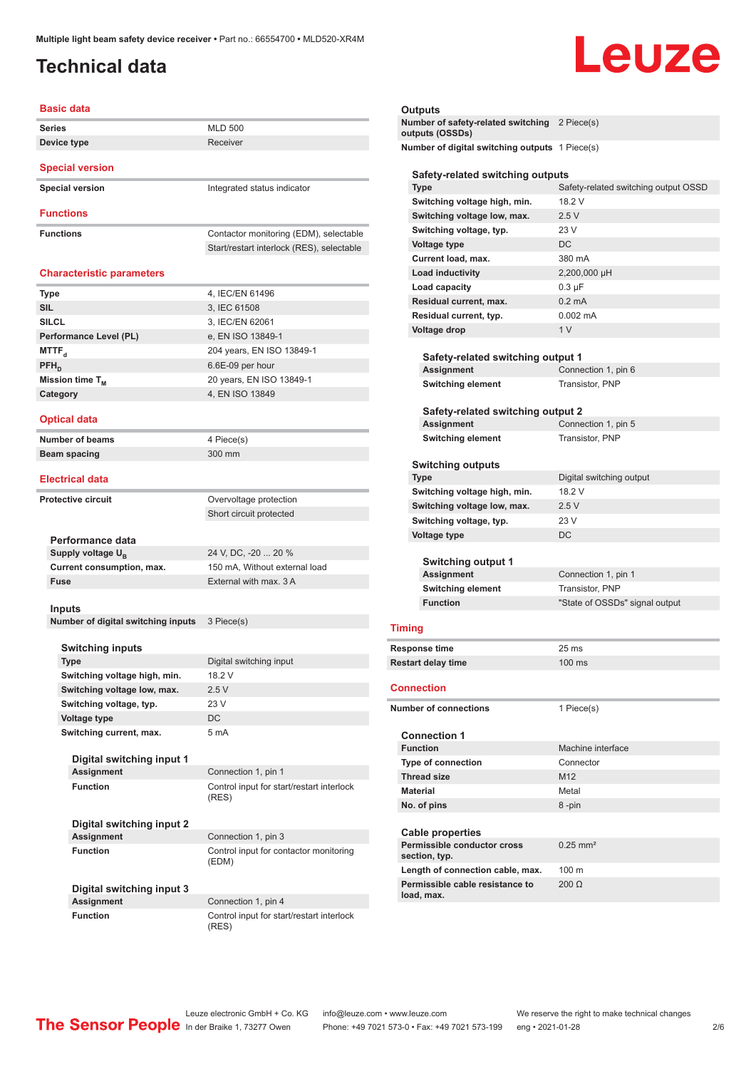# Technical data

## Basic data

| | |
|---|---|
| Series | MLD 500 |
| Device type | Receiver |

## Special version

| | |
|---|---|
| Special version | Integrated status indicator |

## Functions

| | |
|---|---|
| Functions | Contactor monitoring (EDM), selectable |
| | Start/restart interlock (RES), selectable |

## Characteristic parameters

| | |
|---|---|
| Type | 4, IEC/EN 61496 |
| SIL | 3, IEC 61508 |
| SILCL | 3, EN IEC 62061 |
| Performance Level (PL) | e, EN ISO 13849-1 |
| $MTTF_d$ | 204 years, EN ISO 13849-1 |
| $PFH_D$ | 6.6E-09 per hour |
| Mission time $T_M$ | 20 years, EN ISO 13849-1 |
| Category | 4, EN ISO 13849 |

## Optical data

| | |
|---|---|
| Number of beams | 4 Piece(s) |
| Beam spacing | 300 mm |

## Electrical data

| | |
|---|---|
| Protective circuit | Overvoltage protection |
| | Short circuit protected |

### Performance data

| | |
|---|---|
| Supply voltage $U_B$ | 24 V, DC, -20 ... 20 % |
| Current consumption, max. | 150 mA, Without external load |
| Fuse | External with max. 3 A |

### Inputs

| | |
|---|---|
| Number of digital switching inputs | 3 Piece(s) |

#### Switching inputs

| | |
|---|---|
| Type | Digital switching input |
| Switching voltage high, min. | 18.2 V |
| Switching voltage low, max. | 2.5 V |
| Switching voltage, typ. | 23 V |
| Voltage type | DC |
| Switching current, max. | 5 mA |

##### Digital switching input 1

| | |
|---|---|
| Assignment | Connection 1, pin 1 |
| Function | Control input for start/restart interlock (RES) |

##### Digital switching input 2

| | |
|---|---|
| Assignment | Connection 1, pin 3 |
| Function | Control input for contactor monitoring (EDM) |

##### Digital switching input 3

| | |
|---|---|
| Assignment | Connection 1, pin 4 |
| Function | Control input for start/restart interlock (RES) |

### Outputs

| | |
|---|---|
| Number of safety-related switching outputs (OSSDs) | 2 Piece(s) |
| Number of digital switching outputs | 1 Piece(s) |

#### Safety-related switching outputs

| | |
|---|---|
| Type | Safety-related switching output OSSD |
| Switching voltage high, min. | 18.2 V |
| Switching voltage low, max. | 2.5 V |
| Switching voltage, typ. | 23 V |
| Voltage type | DC |
| Current load, max. | 380 mA |
| Load inductivity | 2,200,000 µH |
| Load capacity | 0.3 µF |
| Residual current, max. | 0.2 mA |
| Residual current, typ. | 0.002 mA |
| Voltage drop | 1 V |

##### Safety-related switching output 1

| | |
|---|---|
| Assignment | Connection 1, pin 6 |
| Switching element | Transistor, PNP |

##### Safety-related switching output 2

| | |
|---|---|
| Assignment | Connection 1, pin 5 |
| Switching element | Transistor, PNP |

#### Switching outputs

| | |
|---|---|
| Type | Digital switching output |
| Switching voltage high, min. | 18.2 V |
| Switching voltage low, max. | 2.5 V |
| Switching voltage, typ. | 23 V |
| Voltage type | DC |

##### Switching output 1

| | |
|---|---|
| Assignment | Connection 1, pin 1 |
| Switching element | Transistor, PNP |
| Function | "State of OSSDs" signal output |

## Timing

| | |
|---|---|
| Response time | 25 ms |
| Restart delay time | 100 ms |

## Connection

| | |
|---|---|
| Number of connections | 1 Piece(s) |

### Connection 1

| | |
|---|---|
| Function | Machine interface |
| Type of connection | Connector |
| Thread size | M12 |
| Material | Metal |
| No. of pins | 8 -pin |

### Cable properties

| | |
|---|---|
| Permissible conductor cross section, typ. | 0.25 mm² |
| Length of connection cable, max. | 100 m |
| Permissible cable resistance to load, max. | 200 Ω |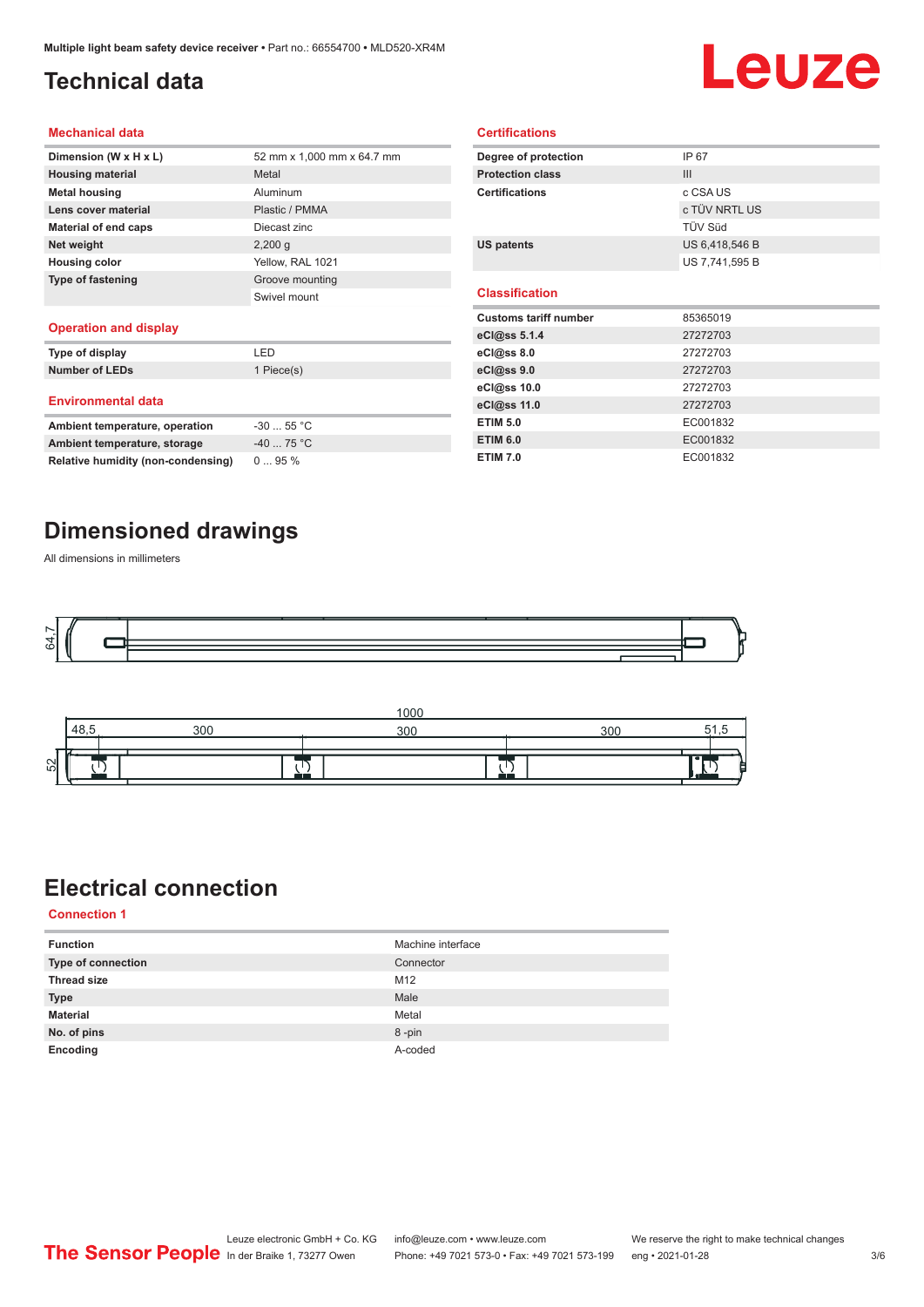# Technical data

## Mechanical data

| | |
|---|---|
| **Dimension (W x H x L)** | 52 mm x 1,000 mm x 64.7 mm |
| **Housing material** | Metal |
| **Metal housing** | Aluminum |
| **Lens cover material** | Plastic / PMMA |
| **Material of end caps** | Diecast zinc |
| **Net weight** | 2,200 g |
| **Housing color** | Yellow, RAL 1021 |
| **Type of fastening** | Groove mounting |
| | Swivel mount |

## Operation and display

| | |
|---|---|
| **Type of display** | LED |
| **Number of LEDs** | 1 Piece(s) |

## Environmental data

| | |
|---|---|
| **Ambient temperature, operation** | -30 ... 55 °C |
| **Ambient temperature, storage** | -40 ... 75 °C |
| **Relative humidity (non-condensing)** | 0 ... 95 % |

## Certifications

| | |
|---|---|
| **Degree of protection** | IP 67 |
| **Protection class** | III |
| **Certifications** | c CSA US |
| | c TÜV NRTL US |
| | TÜV Süd |
| **US patents** | US 6,418,546 B |
| | US 7,741,595 B |

## Classification

| | |
|---|---|
| **Customs tariff number** | 85365019 |
| **eCl@ss 5.1.4** | 27272703 |
| **eCl@ss 8.0** | 27272703 |
| **eCl@ss 9.0** | 27272703 |
| **eCl@ss 10.0** | 27272703 |
| **eCl@ss 11.0** | 27272703 |
| **ETIM 5.0** | EC001832 |
| **ETIM 6.0** | EC001832 |
| **ETIM 7.0** | EC001832 |

# Dimensioned drawings

All dimensions in millimeters

64,7

1000

48,5 300 300 300 51,5

52

# Electrical connection

## Connection 1

| | |
|---|---|
| **Function** | Machine interface |
| **Type of connection** | Connector |
| **Thread size** | M12 |
| **Type** | Male |
| **Material** | Metal |
| **No. of pins** | 8 -pin |
| **Encoding** | A-coded |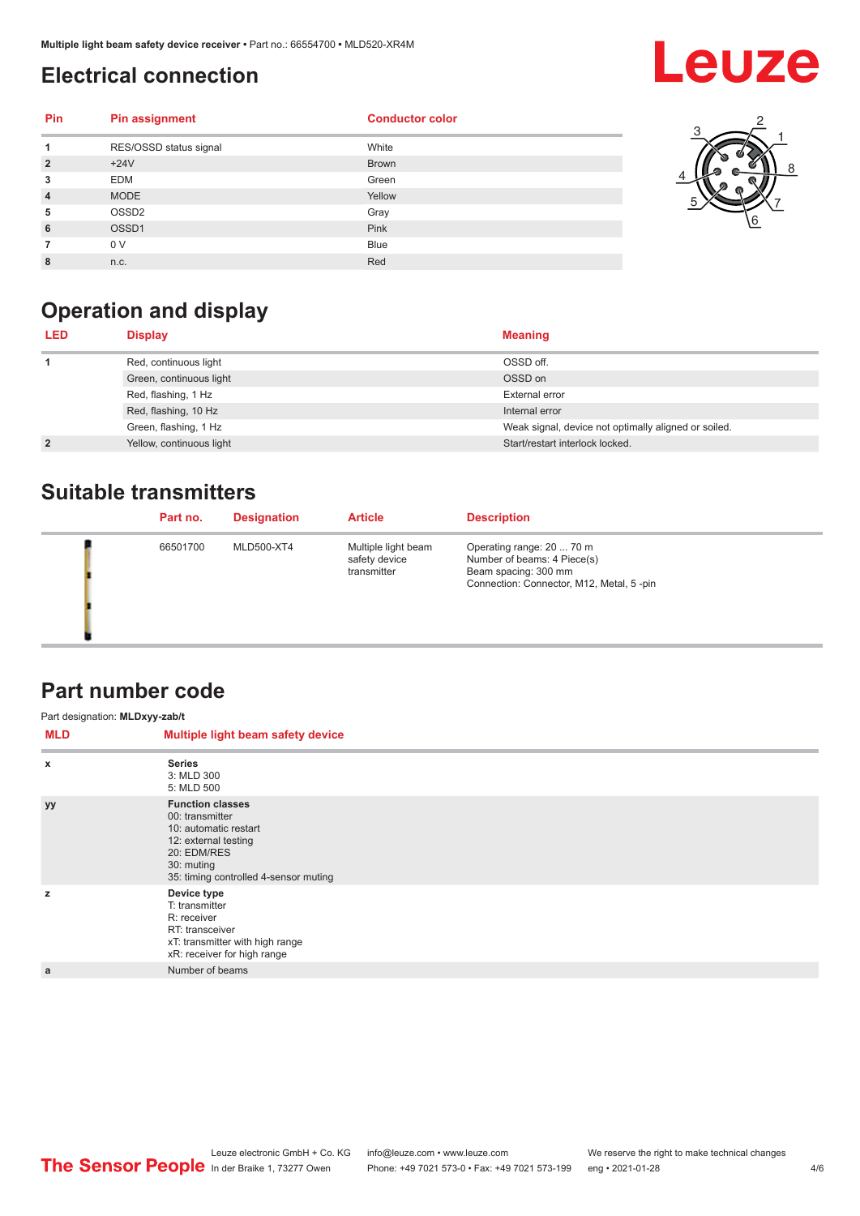## Electrical connection

| Pin | Pin assignment | Conductor color |
|---|---|---|
| 1 | RES/OSSD status signal | White |
| 2 | +24V | Brown |
| 3 | EDM | Green |
| 4 | MODE | Yellow |
| 5 | OSSD2 | Gray |
| 6 | OSSD1 | Pink |
| 7 | 0 V | Blue |
| 8 | n.c. | Red |

## Operation and display

| LED | Display | Meaning |
|---|---|---|
| 1 | Red, continuous light | OSSD off. |
| | Green, continuous light | OSSD on |
| | Red, flashing, 1 Hz | External error |
| | Red, flashing, 10 Hz | Internal error |
| | Green, flashing, 1 Hz | Weak signal, device not optimally aligned or soiled. |
| 2 | Yellow, continuous light | Start/restart interlock locked. |

## Suitable transmitters

| Part no. | Designation | Article | Description |
|---|---|---|---|
| 66501700 | MLD500-XT4 | Multiple light beam safety device transmitter | Operating range: 20 ... 70 m<br>Number of beams: 4 Piece(s)<br>Beam spacing: 300 mm<br>Connection: Connector, M12, Metal, 5 -pin |

## Part number code

Part designation: **MLDxyy-zab/t**

| MLD | Multiple light beam safety device |
|---|---|
| x | **Series**<br>3: MLD 300<br>5: MLD 500 |
| yy | **Function classes**<br>00: transmitter<br>10: automatic restart<br>12: external testing<br>20: EDM/RES<br>30: muting<br>35: timing controlled 4-sensor muting |
| z | **Device type**<br>T: transmitter<br>R: receiver<br>RT: transceiver<br>xT: transmitter with high range<br>xR: receiver for high range |
| a | Number of beams |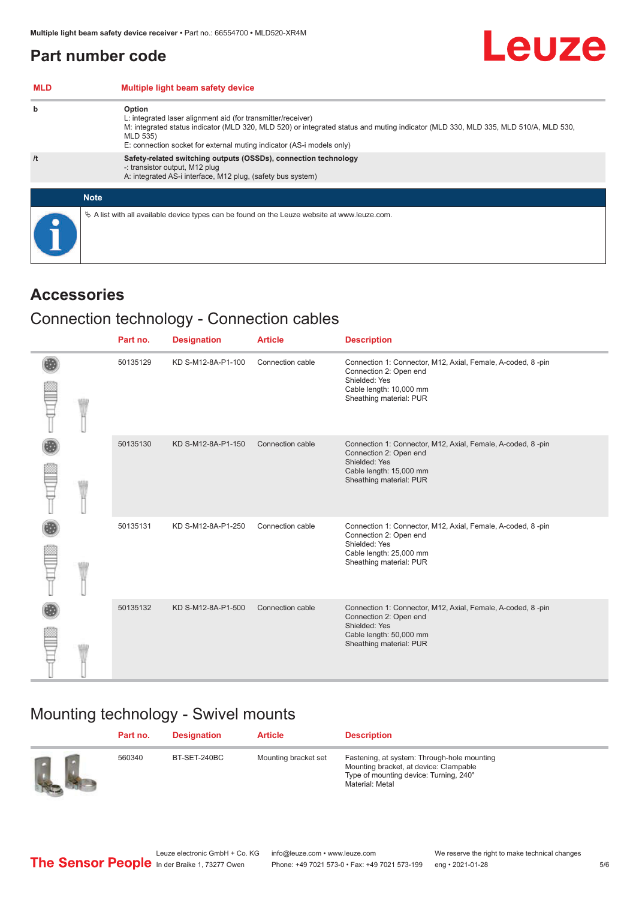## Part number code

| MLD | Multiple light beam safety device |
|---|---|
| b | **Option**<br>L: integrated laser alignment aid (for transmitter/receiver)<br>M: integrated status indicator (MLD 320, MLD 520) or integrated status and muting indicator (MLD 330, MLD 335, MLD 510/A, MLD 530, MLD 535)<br>E: connection socket for external muting indicator (AS-i models only) |
| /t | **Safety-related switching outputs (OSSDs), connection technology**<br>-: transistor output, M12 plug<br>A: integrated AS-i interface, M12 plug, (safety bus system) |

**Note**

✎ A list with all available device types can be found on the Leuze website at www.leuze.com.

# Accessories

## Connection technology - Connection cables

| Part no. | Designation | Article | Description |
|---|---|---|---|
| 50135129 | KD S-M12-8A-P1-100 | Connection cable | Connection 1: Connector, M12, Axial, Female, A-coded, 8 -pin<br>Connection 2: Open end<br>Shielded: Yes<br>Cable length: 10,000 mm<br>Sheathing material: PUR |
| 50135130 | KD S-M12-8A-P1-150 | Connection cable | Connection 1: Connector, M12, Axial, Female, A-coded, 8 -pin<br>Connection 2: Open end<br>Shielded: Yes<br>Cable length: 15,000 mm<br>Sheathing material: PUR |
| 50135131 | KD S-M12-8A-P1-250 | Connection cable | Connection 1: Connector, M12, Axial, Female, A-coded, 8 -pin<br>Connection 2: Open end<br>Shielded: Yes<br>Cable length: 25,000 mm<br>Sheathing material: PUR |
| 50135132 | KD S-M12-8A-P1-500 | Connection cable | Connection 1: Connector, M12, Axial, Female, A-coded, 8 -pin<br>Connection 2: Open end<br>Shielded: Yes<br>Cable length: 50,000 mm<br>Sheathing material: PUR |

## Mounting technology - Swivel mounts

| Part no. | Designation | Article | Description |
|---|---|---|---|
| 560340 | BT-SET-240BC | Mounting bracket set | Fastening, at system: Through-hole mounting<br>Mounting bracket, at device: Clampable<br>Type of mounting device: Turning, 240°<br>Material: Metal |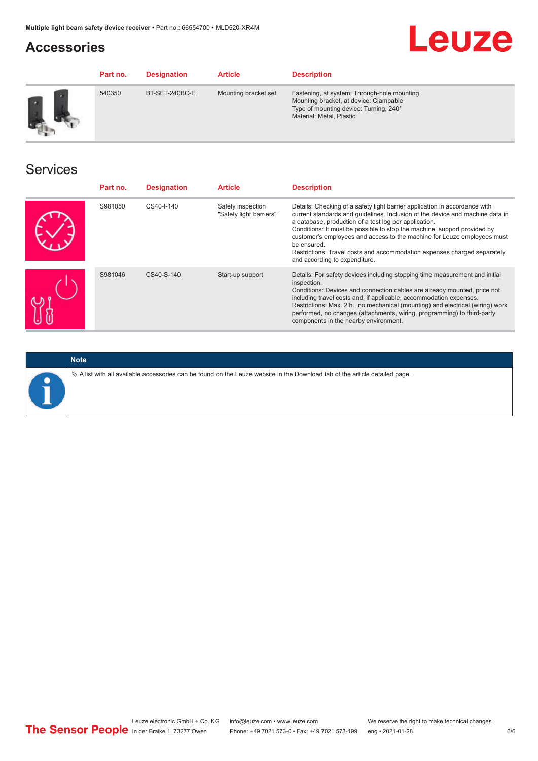## Accessories

| | Part no. | Designation | Article | Description |
|---|---|---|---|---|
| | 540350 | BT-SET-240BC-E | Mounting bracket set | Fastening, at system: Through-hole mounting<br>Mounting bracket, at device: Clampable<br>Type of mounting device: Turning, 240°<br>Material: Metal, Plastic |

## Services

| | Part no. | Designation | Article | Description |
|---|---|---|---|---|
| | S981050 | CS40-I-140 | Safety inspection "Safety light barriers" | Details: Checking of a safety light barrier application in accordance with current standards and guidelines. Inclusion of the device and machine data in a database, production of a test log per application.<br>Conditions: It must be possible to stop the machine, support provided by customer's employees and access to the machine for Leuze employees must be ensured.<br>Restrictions: Travel costs and accommodation expenses charged separately and according to expenditure. |
| | S981046 | CS40-S-140 | Start-up support | Details: For safety devices including stopping time measurement and initial inspection.<br>Conditions: Devices and connection cables are already mounted, price not including travel costs and, if applicable, accommodation expenses.<br>Restrictions: Max. 2 h., no mechanical (mounting) and electrical (wiring) work performed, no changes (attachments, wiring, programming) to third-party components in the nearby environment. |

**Note**

↳ A list with all available accessories can be found on the Leuze website in the Download tab of the article detailed page.